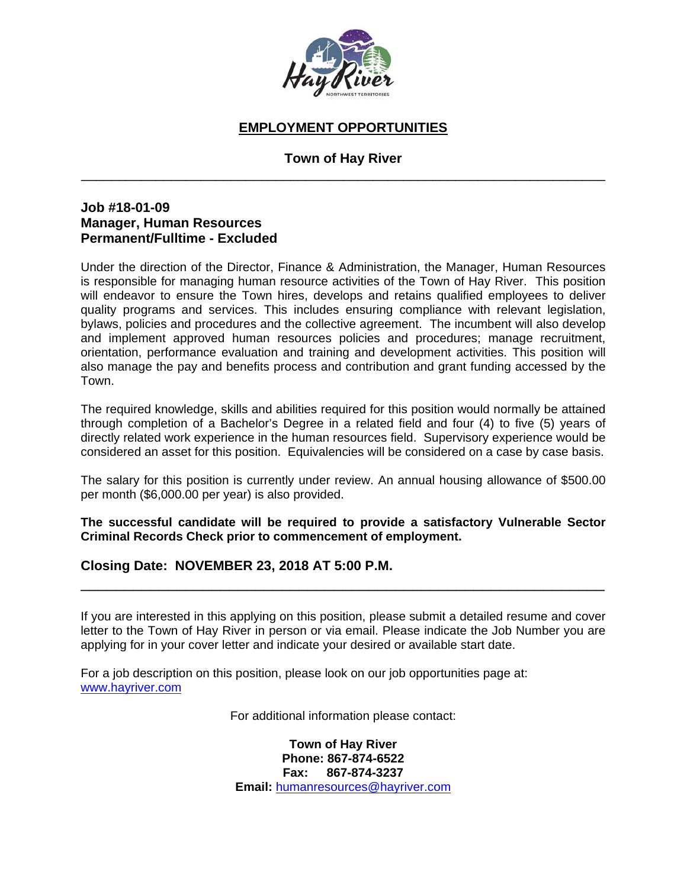# EMPLOYMENT OPPORTUNITIES

## Town of Hay River

---

**Job #18-01-09**
**Manager, Human Resources**
**Permanent/Fulltime - Excluded**

Under the direction of the Director, Finance & Administration, the Manager, Human Resources is responsible for managing human resource activities of the Town of Hay River. This position will endeavor to ensure the Town hires, develops and retains qualified employees to deliver quality programs and services. This includes ensuring compliance with relevant legislation, bylaws, policies and procedures and the collective agreement. The incumbent will also develop and implement approved human resources policies and procedures; manage recruitment, orientation, performance evaluation and training and development activities. This position will also manage the pay and benefits process and contribution and grant funding accessed by the Town.

The required knowledge, skills and abilities required for this position would normally be attained through completion of a Bachelor's Degree in a related field and four (4) to five (5) years of directly related work experience in the human resources field. Supervisory experience would be considered an asset for this position. Equivalencies will be considered on a case by case basis.

The salary for this position is currently under review. An annual housing allowance of $500.00 per month ($6,000.00 per year) is also provided.

**The successful candidate will be required to provide a satisfactory Vulnerable Sector Criminal Records Check prior to commencement of employment.**

### Closing Date: NOVEMBER 23, 2018 AT 5:00 P.M.

---

If you are interested in this applying on this position, please submit a detailed resume and cover letter to the Town of Hay River in person or via email. Please indicate the Job Number you are applying for in your cover letter and indicate your desired or available start date.

For a job description on this position, please look on our job opportunities page at: [www.hayriver.com](http://www.hayriver.com)

For additional information please contact:

**Town of Hay River**
**Phone: 867-874-6522**
**Fax: 867-874-3237**
**Email:** [humanresources@hayriver.com](mailto:humanresources@hayriver.com)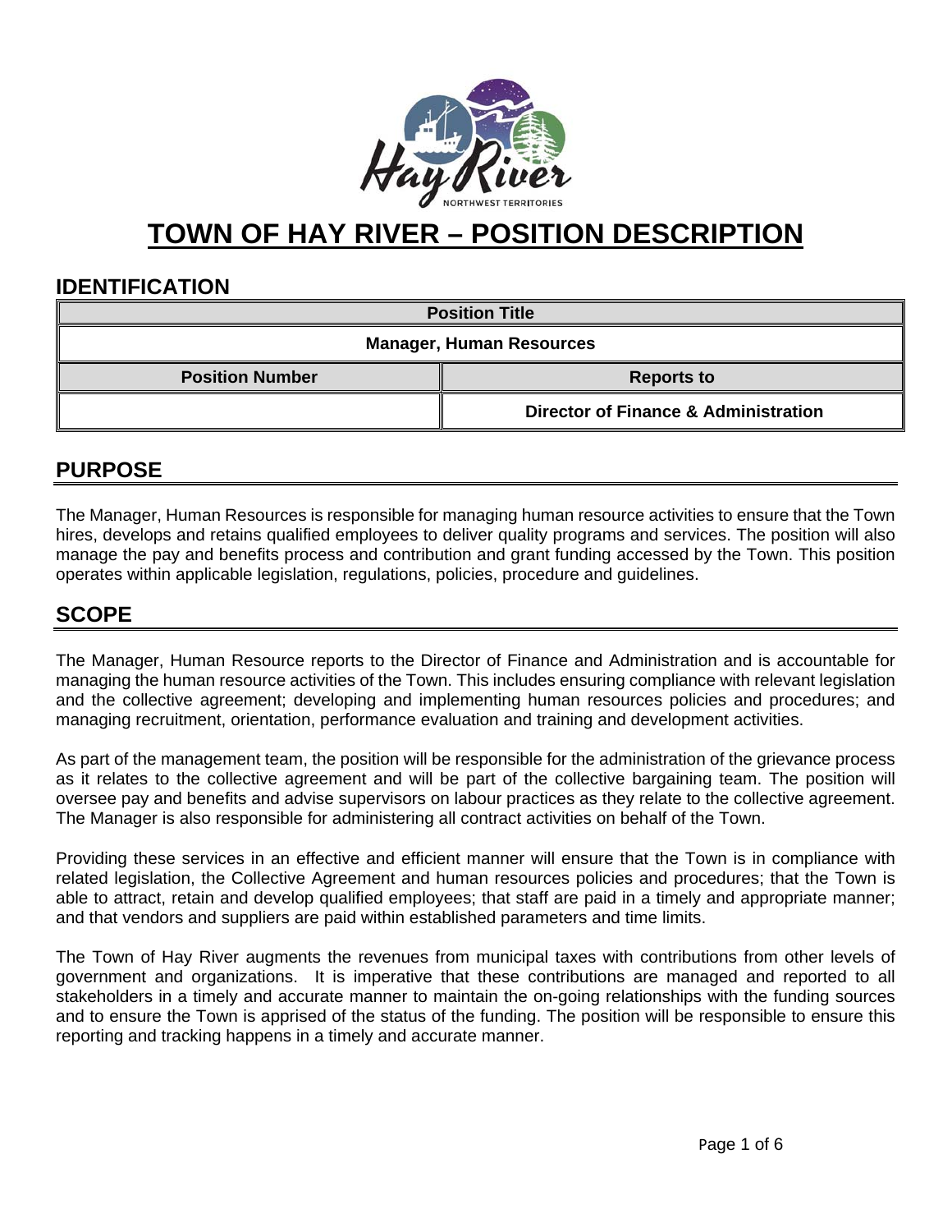# TOWN OF HAY RIVER – POSITION DESCRIPTION

## IDENTIFICATION

| Position Title | |
|---|---|
| **Manager, Human Resources** | |
| **Position Number** | **Reports to** |
| | **Director of Finance & Administration** |

## PURPOSE

The Manager, Human Resources is responsible for managing human resource activities to ensure that the Town hires, develops and retains qualified employees to deliver quality programs and services. The position will also manage the pay and benefits process and contribution and grant funding accessed by the Town. This position operates within applicable legislation, regulations, policies, procedure and guidelines.

## SCOPE

The Manager, Human Resource reports to the Director of Finance and Administration and is accountable for managing the human resource activities of the Town. This includes ensuring compliance with relevant legislation and the collective agreement; developing and implementing human resources policies and procedures; and managing recruitment, orientation, performance evaluation and training and development activities.

As part of the management team, the position will be responsible for the administration of the grievance process as it relates to the collective agreement and will be part of the collective bargaining team. The position will oversee pay and benefits and advise supervisors on labour practices as they relate to the collective agreement. The Manager is also responsible for administering all contract activities on behalf of the Town.

Providing these services in an effective and efficient manner will ensure that the Town is in compliance with related legislation, the Collective Agreement and human resources policies and procedures; that the Town is able to attract, retain and develop qualified employees; that staff are paid in a timely and appropriate manner; and that vendors and suppliers are paid within established parameters and time limits.

The Town of Hay River augments the revenues from municipal taxes with contributions from other levels of government and organizations. It is imperative that these contributions are managed and reported to all stakeholders in a timely and accurate manner to maintain the on-going relationships with the funding sources and to ensure the Town is apprised of the status of the funding. The position will be responsible to ensure this reporting and tracking happens in a timely and accurate manner.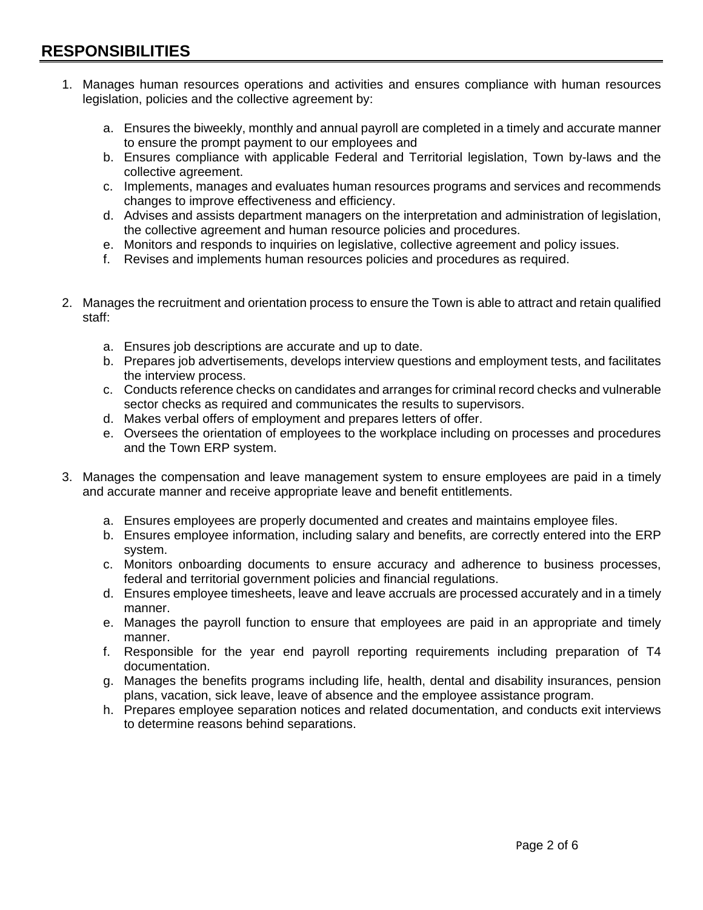## RESPONSIBILITIES

1. Manages human resources operations and activities and ensures compliance with human resources legislation, policies and the collective agreement by:

    a. Ensures the biweekly, monthly and annual payroll are completed in a timely and accurate manner to ensure the prompt payment to our employees and
    b. Ensures compliance with applicable Federal and Territorial legislation, Town by-laws and the collective agreement.
    c. Implements, manages and evaluates human resources programs and services and recommends changes to improve effectiveness and efficiency.
    d. Advises and assists department managers on the interpretation and administration of legislation, the collective agreement and human resource policies and procedures.
    e. Monitors and responds to inquiries on legislative, collective agreement and policy issues.
    f. Revises and implements human resources policies and procedures as required.

2. Manages the recruitment and orientation process to ensure the Town is able to attract and retain qualified staff:

    a. Ensures job descriptions are accurate and up to date.
    b. Prepares job advertisements, develops interview questions and employment tests, and facilitates the interview process.
    c. Conducts reference checks on candidates and arranges for criminal record checks and vulnerable sector checks as required and communicates the results to supervisors.
    d. Makes verbal offers of employment and prepares letters of offer.
    e. Oversees the orientation of employees to the workplace including on processes and procedures and the Town ERP system.

3. Manages the compensation and leave management system to ensure employees are paid in a timely and accurate manner and receive appropriate leave and benefit entitlements.

    a. Ensures employees are properly documented and creates and maintains employee files.
    b. Ensures employee information, including salary and benefits, are correctly entered into the ERP system.
    c. Monitors onboarding documents to ensure accuracy and adherence to business processes, federal and territorial government policies and financial regulations.
    d. Ensures employee timesheets, leave and leave accruals are processed accurately and in a timely manner.
    e. Manages the payroll function to ensure that employees are paid in an appropriate and timely manner.
    f. Responsible for the year end payroll reporting requirements including preparation of T4 documentation.
    g. Manages the benefits programs including life, health, dental and disability insurances, pension plans, vacation, sick leave, leave of absence and the employee assistance program.
    h. Prepares employee separation notices and related documentation, and conducts exit interviews to determine reasons behind separations.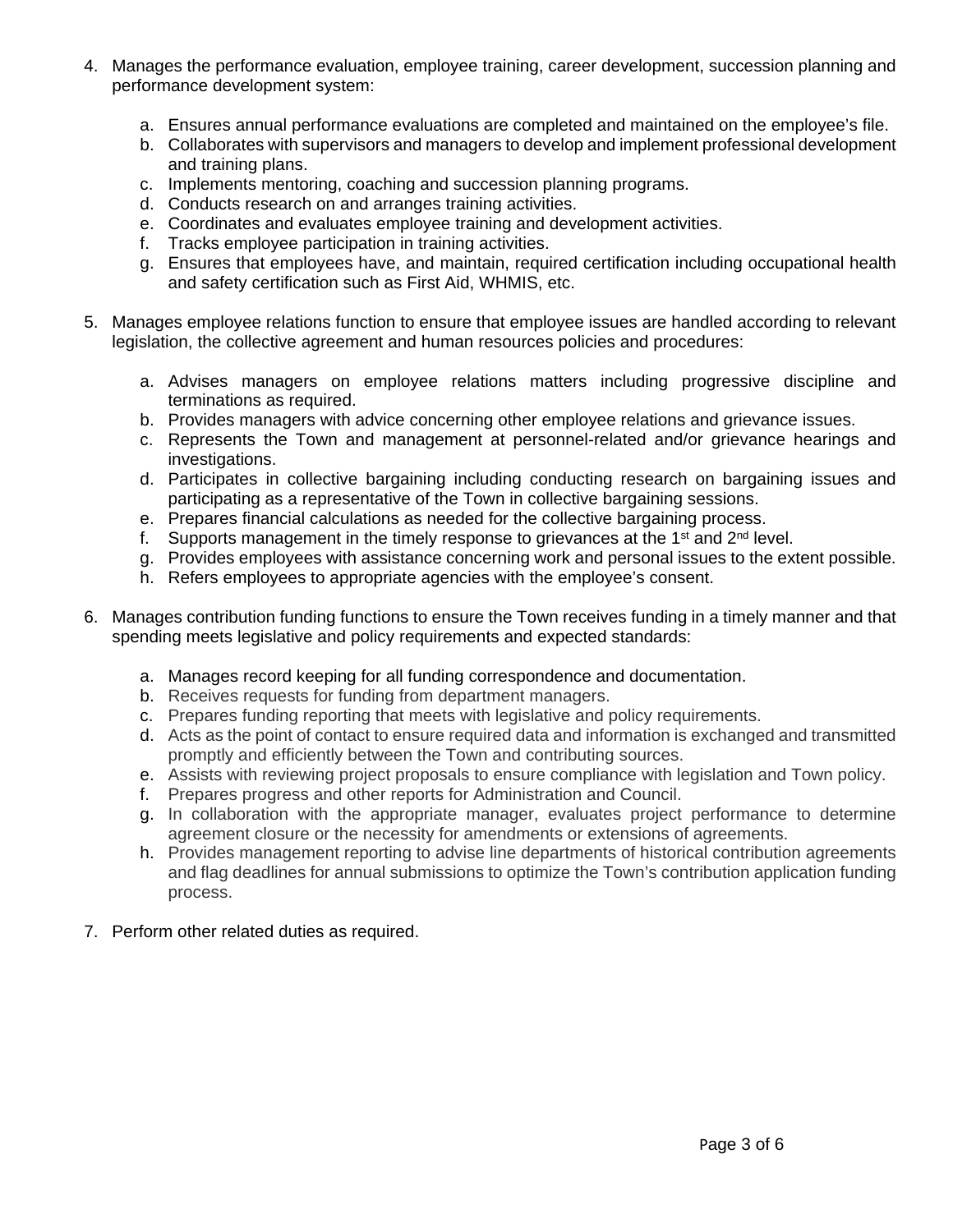4. Manages the performance evaluation, employee training, career development, succession planning and performance development system:

    a. Ensures annual performance evaluations are completed and maintained on the employee's file.
    b. Collaborates with supervisors and managers to develop and implement professional development and training plans.
    c. Implements mentoring, coaching and succession planning programs.
    d. Conducts research on and arranges training activities.
    e. Coordinates and evaluates employee training and development activities.
    f. Tracks employee participation in training activities.
    g. Ensures that employees have, and maintain, required certification including occupational health and safety certification such as First Aid, WHMIS, etc.

5. Manages employee relations function to ensure that employee issues are handled according to relevant legislation, the collective agreement and human resources policies and procedures:

    a. Advises managers on employee relations matters including progressive discipline and terminations as required.
    b. Provides managers with advice concerning other employee relations and grievance issues.
    c. Represents the Town and management at personnel-related and/or grievance hearings and investigations.
    d. Participates in collective bargaining including conducting research on bargaining issues and participating as a representative of the Town in collective bargaining sessions.
    e. Prepares financial calculations as needed for the collective bargaining process.
    f. Supports management in the timely response to grievances at the 1st and 2nd level.
    g. Provides employees with assistance concerning work and personal issues to the extent possible.
    h. Refers employees to appropriate agencies with the employee's consent.

6. Manages contribution funding functions to ensure the Town receives funding in a timely manner and that spending meets legislative and policy requirements and expected standards:

    a. Manages record keeping for all funding correspondence and documentation.
    b. Receives requests for funding from department managers.
    c. Prepares funding reporting that meets with legislative and policy requirements.
    d. Acts as the point of contact to ensure required data and information is exchanged and transmitted promptly and efficiently between the Town and contributing sources.
    e. Assists with reviewing project proposals to ensure compliance with legislation and Town policy.
    f. Prepares progress and other reports for Administration and Council.
    g. In collaboration with the appropriate manager, evaluates project performance to determine agreement closure or the necessity for amendments or extensions of agreements.
    h. Provides management reporting to advise line departments of historical contribution agreements and flag deadlines for annual submissions to optimize the Town's contribution application funding process.

7. Perform other related duties as required.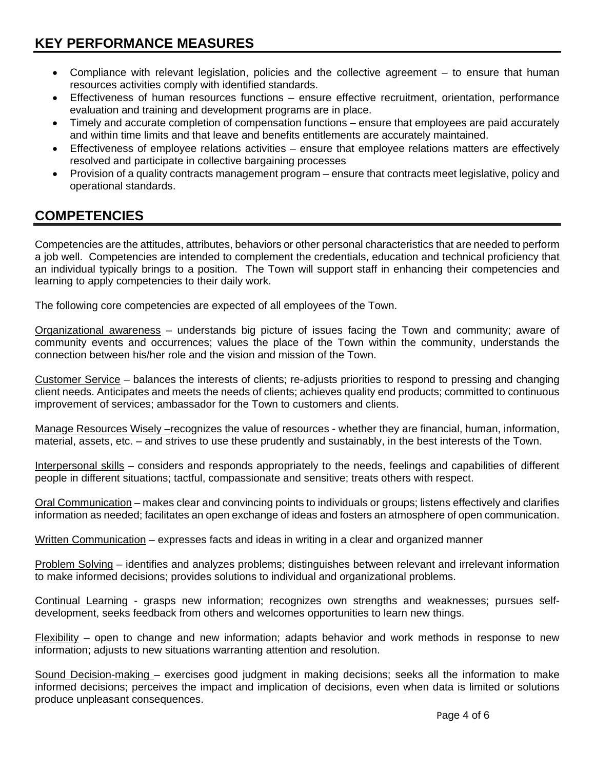## KEY PERFORMANCE MEASURES

- Compliance with relevant legislation, policies and the collective agreement – to ensure that human resources activities comply with identified standards.
- Effectiveness of human resources functions – ensure effective recruitment, orientation, performance evaluation and training and development programs are in place.
- Timely and accurate completion of compensation functions – ensure that employees are paid accurately and within time limits and that leave and benefits entitlements are accurately maintained.
- Effectiveness of employee relations activities – ensure that employee relations matters are effectively resolved and participate in collective bargaining processes
- Provision of a quality contracts management program – ensure that contracts meet legislative, policy and operational standards.

## COMPETENCIES

Competencies are the attitudes, attributes, behaviors or other personal characteristics that are needed to perform a job well. Competencies are intended to complement the credentials, education and technical proficiency that an individual typically brings to a position. The Town will support staff in enhancing their competencies and learning to apply competencies to their daily work.

The following core competencies are expected of all employees of the Town.

Organizational awareness – understands big picture of issues facing the Town and community; aware of community events and occurrences; values the place of the Town within the community, understands the connection between his/her role and the vision and mission of the Town.

Customer Service – balances the interests of clients; re-adjusts priorities to respond to pressing and changing client needs. Anticipates and meets the needs of clients; achieves quality end products; committed to continuous improvement of services; ambassador for the Town to customers and clients.

Manage Resources Wisely –recognizes the value of resources - whether they are financial, human, information, material, assets, etc. – and strives to use these prudently and sustainably, in the best interests of the Town.

Interpersonal skills – considers and responds appropriately to the needs, feelings and capabilities of different people in different situations; tactful, compassionate and sensitive; treats others with respect.

Oral Communication – makes clear and convincing points to individuals or groups; listens effectively and clarifies information as needed; facilitates an open exchange of ideas and fosters an atmosphere of open communication.

Written Communication – expresses facts and ideas in writing in a clear and organized manner

Problem Solving – identifies and analyzes problems; distinguishes between relevant and irrelevant information to make informed decisions; provides solutions to individual and organizational problems.

Continual Learning - grasps new information; recognizes own strengths and weaknesses; pursues self-development, seeks feedback from others and welcomes opportunities to learn new things.

Flexibility – open to change and new information; adapts behavior and work methods in response to new information; adjusts to new situations warranting attention and resolution.

Sound Decision-making – exercises good judgment in making decisions; seeks all the information to make informed decisions; perceives the impact and implication of decisions, even when data is limited or solutions produce unpleasant consequences.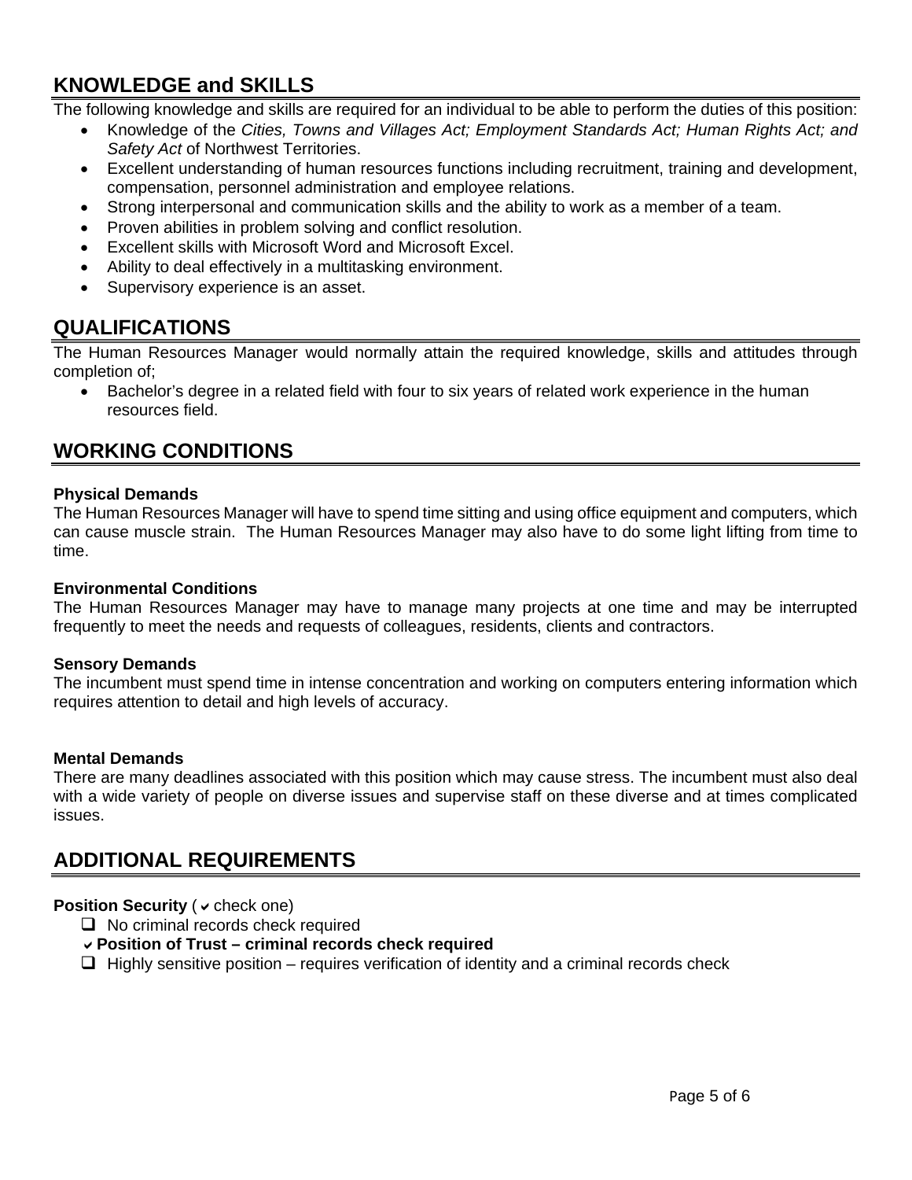## KNOWLEDGE and SKILLS

The following knowledge and skills are required for an individual to be able to perform the duties of this position:

- Knowledge of the *Cities, Towns and Villages Act; Employment Standards Act; Human Rights Act; and Safety Act* of Northwest Territories.
- Excellent understanding of human resources functions including recruitment, training and development, compensation, personnel administration and employee relations.
- Strong interpersonal and communication skills and the ability to work as a member of a team.
- Proven abilities in problem solving and conflict resolution.
- Excellent skills with Microsoft Word and Microsoft Excel.
- Ability to deal effectively in a multitasking environment.
- Supervisory experience is an asset.

## QUALIFICATIONS

The Human Resources Manager would normally attain the required knowledge, skills and attitudes through completion of;

- Bachelor's degree in a related field with four to six years of related work experience in the human resources field.

## WORKING CONDITIONS

**Physical Demands**

The Human Resources Manager will have to spend time sitting and using office equipment and computers, which can cause muscle strain. The Human Resources Manager may also have to do some light lifting from time to time.

**Environmental Conditions**

The Human Resources Manager may have to manage many projects at one time and may be interrupted frequently to meet the needs and requests of colleagues, residents, clients and contractors.

**Sensory Demands**

The incumbent must spend time in intense concentration and working on computers entering information which requires attention to detail and high levels of accuracy.

**Mental Demands**

There are many deadlines associated with this position which may cause stress. The incumbent must also deal with a wide variety of people on diverse issues and supervise staff on these diverse and at times complicated issues.

## ADDITIONAL REQUIREMENTS

**Position Security** (✔ check one)

- ☐ No criminal records check required
- ✔ **Position of Trust – criminal records check required**
- ☐ Highly sensitive position – requires verification of identity and a criminal records check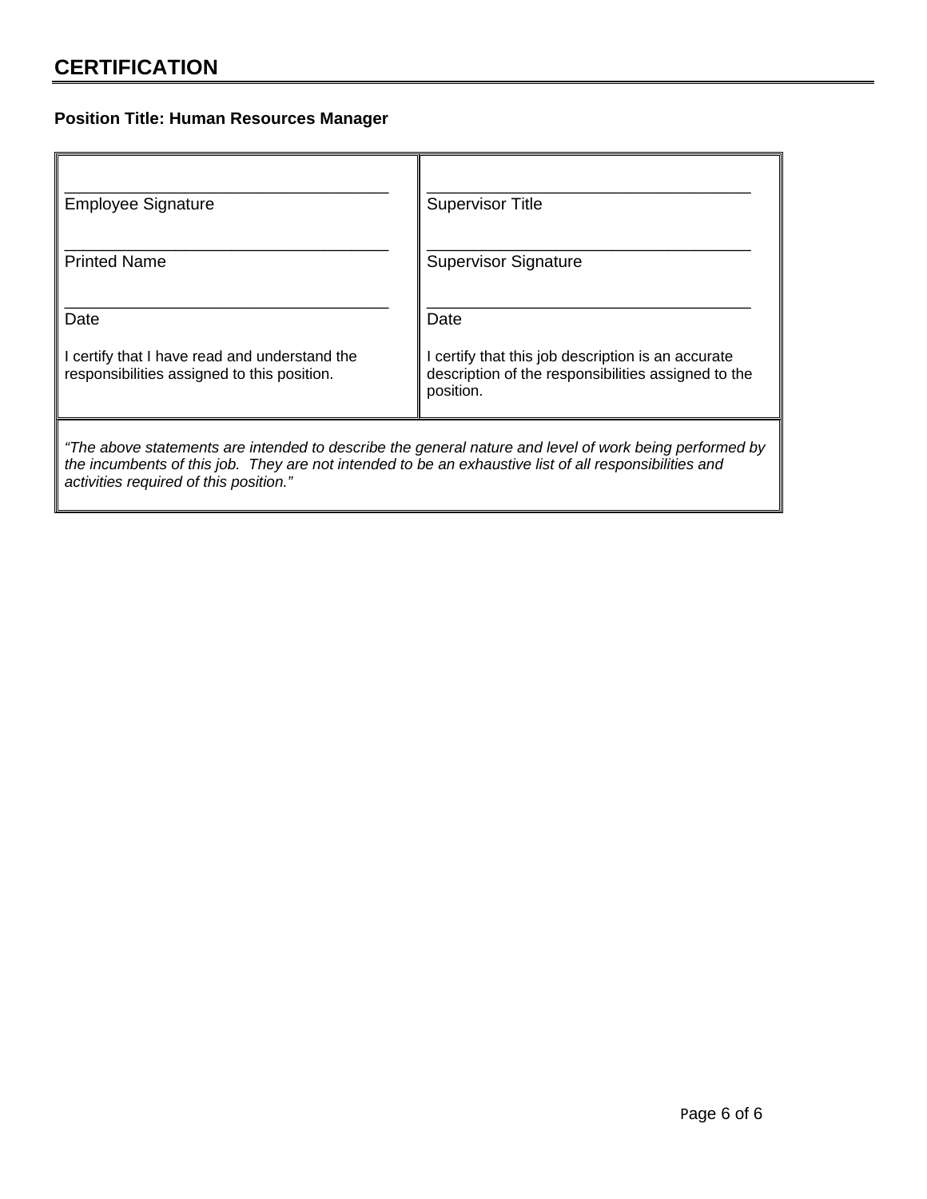## CERTIFICATION

**Position Title: Human Resources Manager**

| | |
|---|---|
| \_\_\_\_\_\_\_\_\_\_\_\_\_\_\_\_\_\_\_\_\_\_\_\_\_\_\_\_\_\_\_\_\_\_\_\_<br>Employee Signature<br><br>\_\_\_\_\_\_\_\_\_\_\_\_\_\_\_\_\_\_\_\_\_\_\_\_\_\_\_\_\_\_\_\_\_\_\_\_<br>Printed Name<br><br>\_\_\_\_\_\_\_\_\_\_\_\_\_\_\_\_\_\_\_\_\_\_\_\_\_\_\_\_\_\_\_\_\_\_\_\_<br>Date<br><br>I certify that I have read and understand the responsibilities assigned to this position. | \_\_\_\_\_\_\_\_\_\_\_\_\_\_\_\_\_\_\_\_\_\_\_\_\_\_\_\_\_\_\_\_\_\_\_\_<br>Supervisor Title<br><br>\_\_\_\_\_\_\_\_\_\_\_\_\_\_\_\_\_\_\_\_\_\_\_\_\_\_\_\_\_\_\_\_\_\_\_\_<br>Supervisor Signature<br><br>\_\_\_\_\_\_\_\_\_\_\_\_\_\_\_\_\_\_\_\_\_\_\_\_\_\_\_\_\_\_\_\_\_\_\_\_<br>Date<br><br>I certify that this job description is an accurate description of the responsibilities assigned to the position. |

*"The above statements are intended to describe the general nature and level of work being performed by the incumbents of this job. They are not intended to be an exhaustive list of all responsibilities and activities required of this position."*